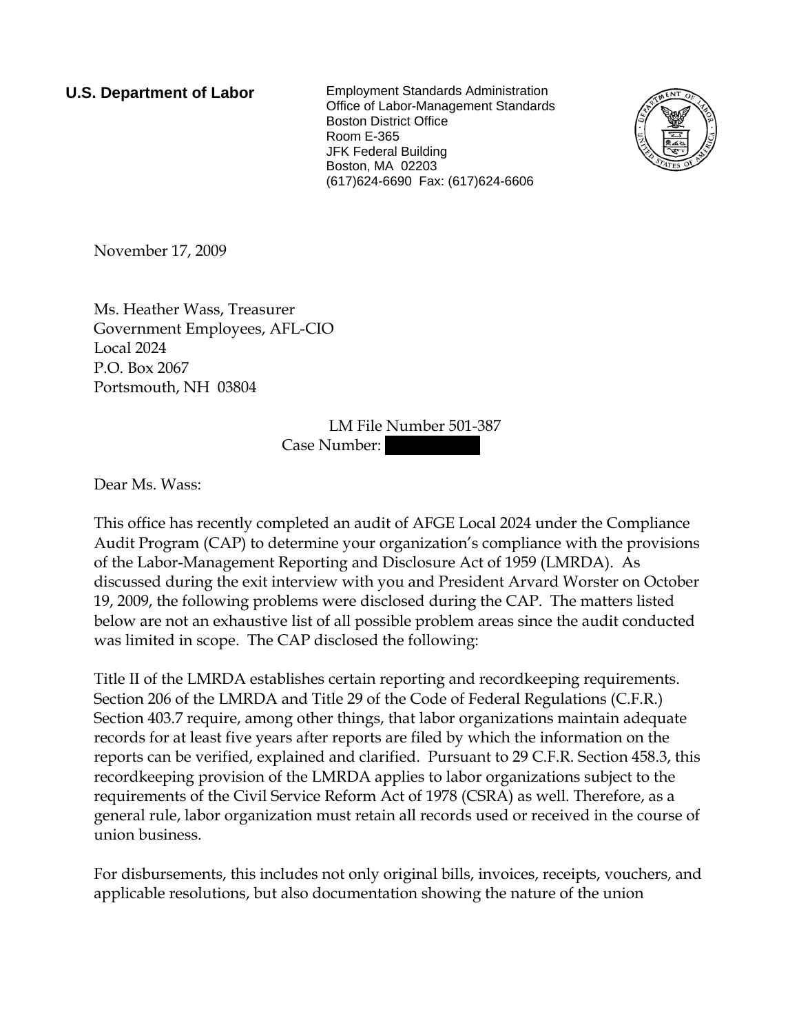**U.S. Department of Labor**

Employment Standards Administration
Office of Labor-Management Standards
Boston District Office
Room E-365
JFK Federal Building
Boston, MA 02203
(617)624-6690 Fax: (617)624-6606

November 17, 2009

Ms. Heather Wass, Treasurer
Government Employees, AFL-CIO
Local 2024
P.O. Box 2067
Portsmouth, NH 03804

LM File Number 501-387
Case Number:

Dear Ms. Wass:

This office has recently completed an audit of AFGE Local 2024 under the Compliance Audit Program (CAP) to determine your organization's compliance with the provisions of the Labor-Management Reporting and Disclosure Act of 1959 (LMRDA). As discussed during the exit interview with you and President Arvard Worster on October 19, 2009, the following problems were disclosed during the CAP. The matters listed below are not an exhaustive list of all possible problem areas since the audit conducted was limited in scope. The CAP disclosed the following:

Title II of the LMRDA establishes certain reporting and recordkeeping requirements. Section 206 of the LMRDA and Title 29 of the Code of Federal Regulations (C.F.R.) Section 403.7 require, among other things, that labor organizations maintain adequate records for at least five years after reports are filed by which the information on the reports can be verified, explained and clarified. Pursuant to 29 C.F.R. Section 458.3, this recordkeeping provision of the LMRDA applies to labor organizations subject to the requirements of the Civil Service Reform Act of 1978 (CSRA) as well. Therefore, as a general rule, labor organization must retain all records used or received in the course of union business.

For disbursements, this includes not only original bills, invoices, receipts, vouchers, and applicable resolutions, but also documentation showing the nature of the union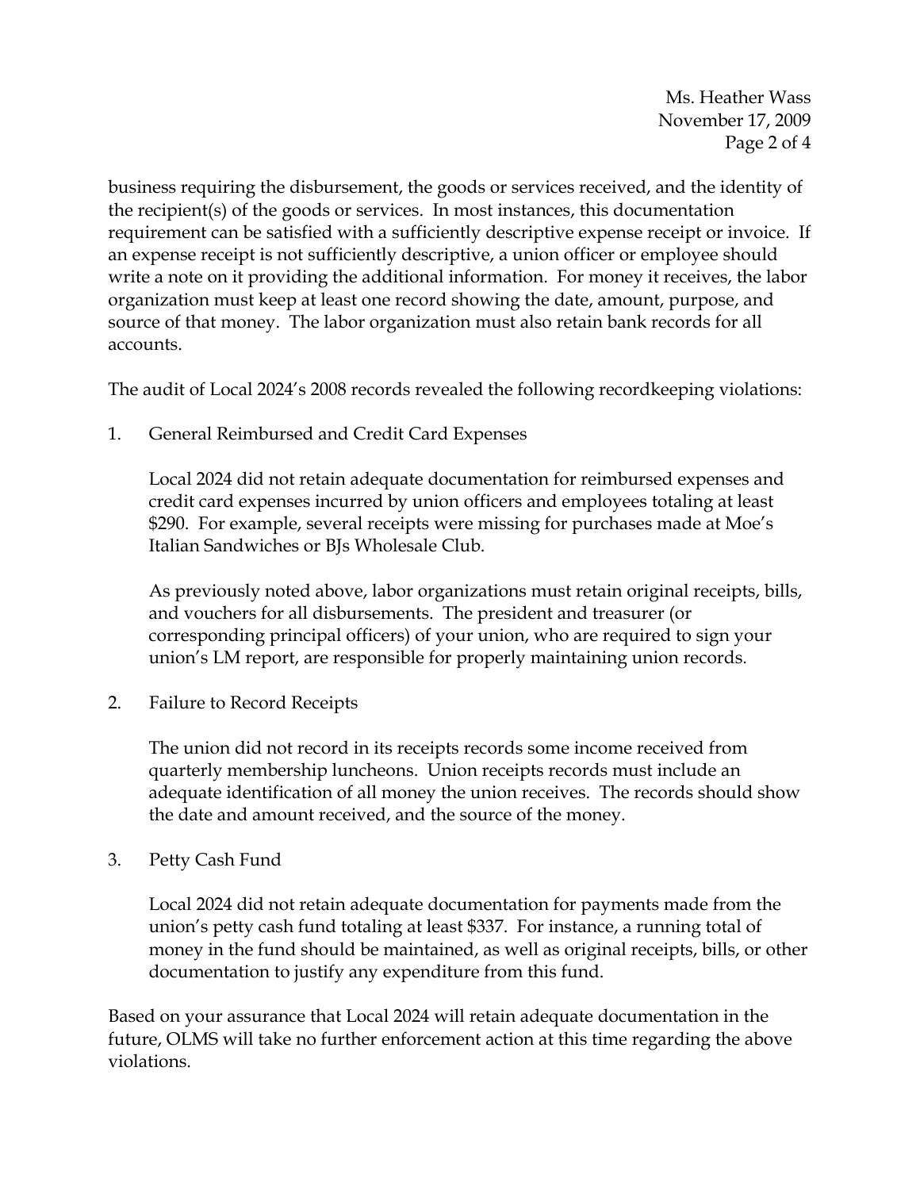business requiring the disbursement, the goods or services received, and the identity of the recipient(s) of the goods or services. In most instances, this documentation requirement can be satisfied with a sufficiently descriptive expense receipt or invoice. If an expense receipt is not sufficiently descriptive, a union officer or employee should write a note on it providing the additional information. For money it receives, the labor organization must keep at least one record showing the date, amount, purpose, and source of that money. The labor organization must also retain bank records for all accounts.

The audit of Local 2024's 2008 records revealed the following recordkeeping violations:

1. General Reimbursed and Credit Card Expenses

   Local 2024 did not retain adequate documentation for reimbursed expenses and credit card expenses incurred by union officers and employees totaling at least $290. For example, several receipts were missing for purchases made at Moe's Italian Sandwiches or BJs Wholesale Club.

   As previously noted above, labor organizations must retain original receipts, bills, and vouchers for all disbursements. The president and treasurer (or corresponding principal officers) of your union, who are required to sign your union's LM report, are responsible for properly maintaining union records.

2. Failure to Record Receipts

   The union did not record in its receipts records some income received from quarterly membership luncheons. Union receipts records must include an adequate identification of all money the union receives. The records should show the date and amount received, and the source of the money.

3. Petty Cash Fund

   Local 2024 did not retain adequate documentation for payments made from the union's petty cash fund totaling at least $337. For instance, a running total of money in the fund should be maintained, as well as original receipts, bills, or other documentation to justify any expenditure from this fund.

Based on your assurance that Local 2024 will retain adequate documentation in the future, OLMS will take no further enforcement action at this time regarding the above violations.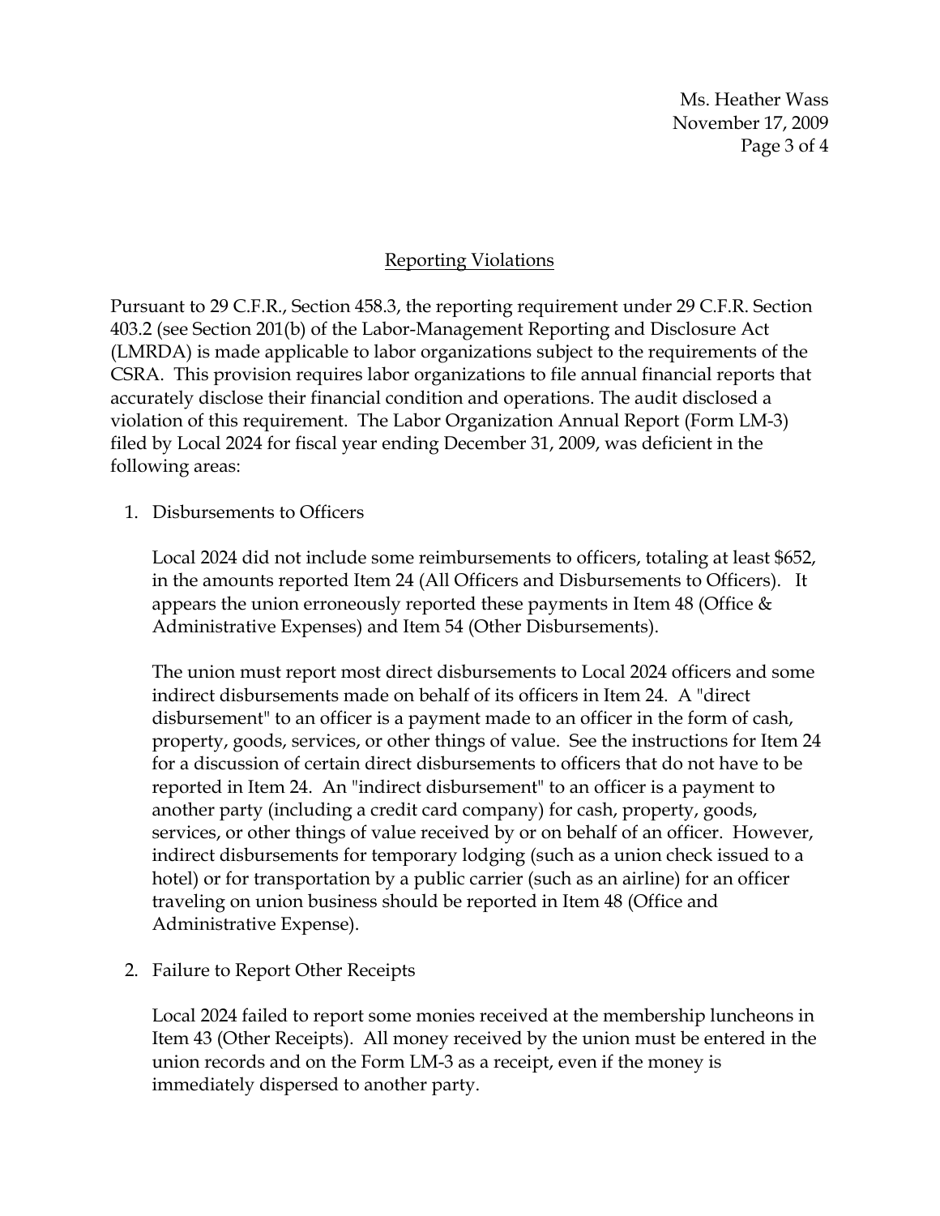## Reporting Violations

Pursuant to 29 C.F.R., Section 458.3, the reporting requirement under 29 C.F.R. Section 403.2 (see Section 201(b) of the Labor-Management Reporting and Disclosure Act (LMRDA) is made applicable to labor organizations subject to the requirements of the CSRA. This provision requires labor organizations to file annual financial reports that accurately disclose their financial condition and operations. The audit disclosed a violation of this requirement. The Labor Organization Annual Report (Form LM-3) filed by Local 2024 for fiscal year ending December 31, 2009, was deficient in the following areas:

1. Disbursements to Officers

   Local 2024 did not include some reimbursements to officers, totaling at least $652, in the amounts reported Item 24 (All Officers and Disbursements to Officers). It appears the union erroneously reported these payments in Item 48 (Office & Administrative Expenses) and Item 54 (Other Disbursements).

   The union must report most direct disbursements to Local 2024 officers and some indirect disbursements made on behalf of its officers in Item 24. A "direct disbursement" to an officer is a payment made to an officer in the form of cash, property, goods, services, or other things of value. See the instructions for Item 24 for a discussion of certain direct disbursements to officers that do not have to be reported in Item 24. An "indirect disbursement" to an officer is a payment to another party (including a credit card company) for cash, property, goods, services, or other things of value received by or on behalf of an officer. However, indirect disbursements for temporary lodging (such as a union check issued to a hotel) or for transportation by a public carrier (such as an airline) for an officer traveling on union business should be reported in Item 48 (Office and Administrative Expense).

2. Failure to Report Other Receipts

   Local 2024 failed to report some monies received at the membership luncheons in Item 43 (Other Receipts). All money received by the union must be entered in the union records and on the Form LM-3 as a receipt, even if the money is immediately dispersed to another party.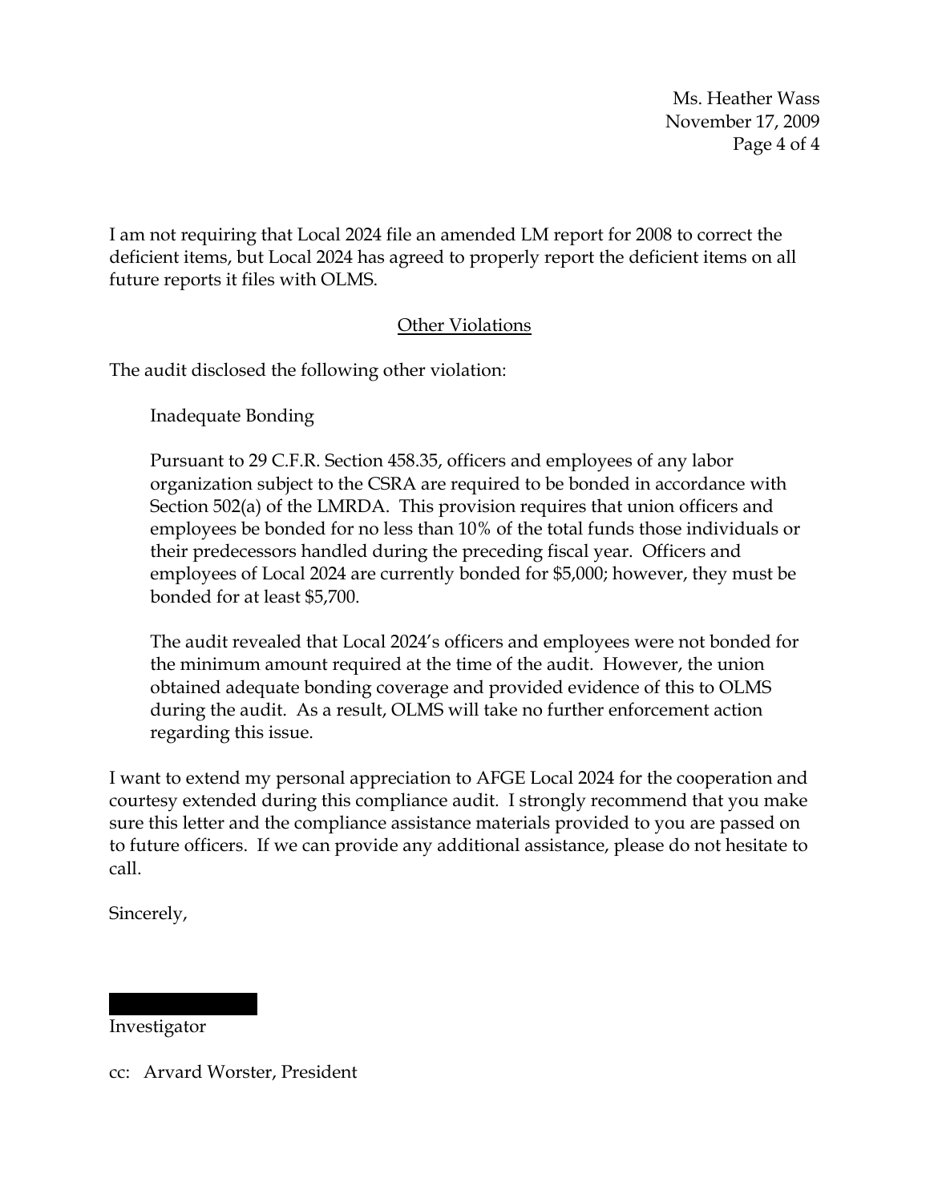I am not requiring that Local 2024 file an amended LM report for 2008 to correct the deficient items, but Local 2024 has agreed to properly report the deficient items on all future reports it files with OLMS.

## Other Violations

The audit disclosed the following other violation:

Inadequate Bonding

Pursuant to 29 C.F.R. Section 458.35, officers and employees of any labor organization subject to the CSRA are required to be bonded in accordance with Section 502(a) of the LMRDA. This provision requires that union officers and employees be bonded for no less than 10% of the total funds those individuals or their predecessors handled during the preceding fiscal year. Officers and employees of Local 2024 are currently bonded for $5,000; however, they must be bonded for at least $5,700.

The audit revealed that Local 2024's officers and employees were not bonded for the minimum amount required at the time of the audit. However, the union obtained adequate bonding coverage and provided evidence of this to OLMS during the audit. As a result, OLMS will take no further enforcement action regarding this issue.

I want to extend my personal appreciation to AFGE Local 2024 for the cooperation and courtesy extended during this compliance audit. I strongly recommend that you make sure this letter and the compliance assistance materials provided to you are passed on to future officers. If we can provide any additional assistance, please do not hesitate to call.

Sincerely,

Investigator

cc: Arvard Worster, President